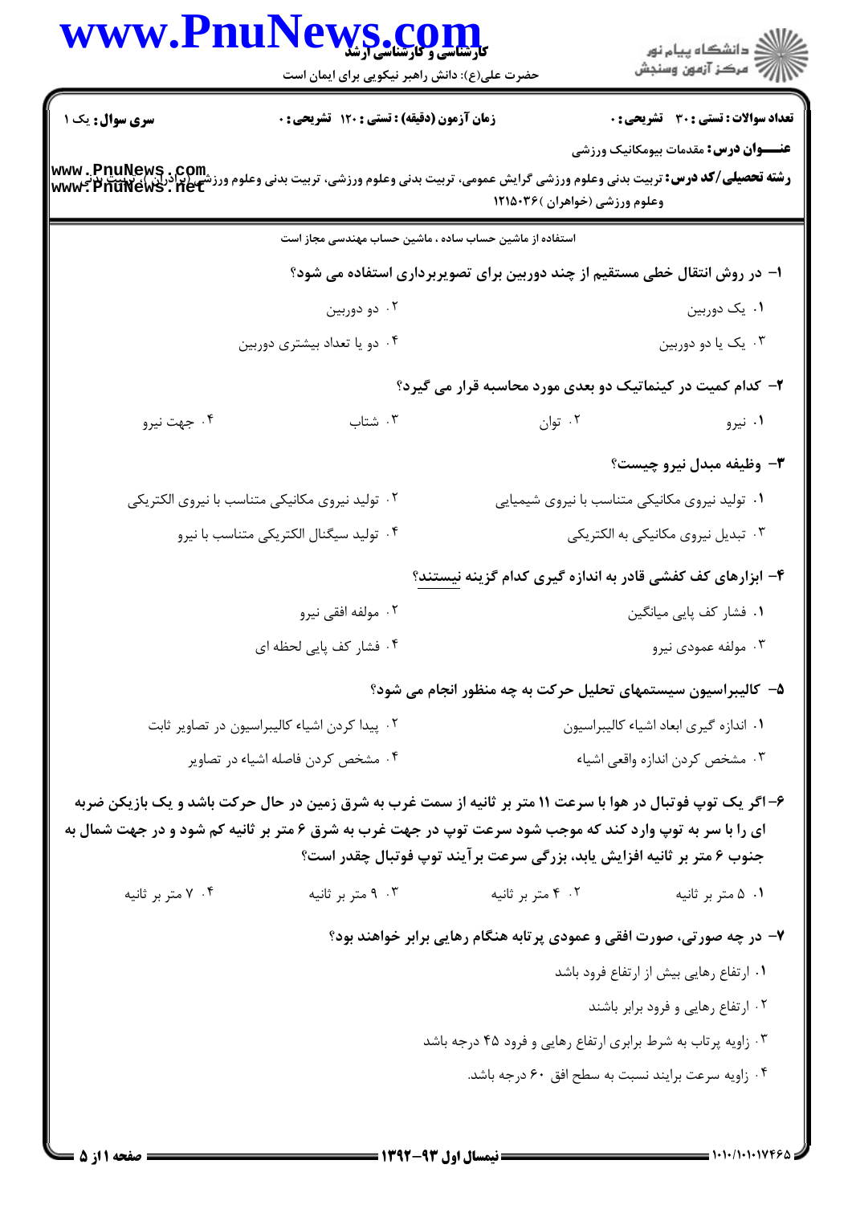**سری سؤال:** یک ۱

**زمان آزمون (دقیقه) : تستی : ۱۲۰ تشریحی : ۰**

**تعداد سوالات : تستی : ۳۰ تشریحی : ۰**

**عنـــوان درس:** مقدمات بیومکانیک ورزشی

**رشته تحصیلی/کد درس:** تربیت بدنی وعلوم ورزشی گرایش عمومی، تربیت بدنی وعلوم ورزشی، تربیت بدنی وعلوم ورزشی (برادران)، تربیت بدنی وعلوم ورزشی (خواهران )۱۲۱۵۰۳۶

استفاده از ماشین حساب ساده ، ماشین حساب مهندسی مجاز است

**۱- در روش انتقال خطی مستقیم از چند دوربین برای تصویربرداری استفاده می شود؟**

۱. یک دوربین

۲. دو دوربین

۳. یک یا دو دوربین

۴. دو یا تعداد بیشتری دوربین

**۲- کدام کمیت در کینماتیک دو بعدی مورد محاسبه قرار می گیرد؟**

۱. نیرو

۲. توان

۳. شتاب

۴. جهت نیرو

**۳- وظیفه مبدل نیرو چیست؟**

۱. تولید نیروی مکانیکی متناسب با نیروی شیمیایی

۲. تولید نیروی مکانیکی متناسب با نیروی الکتریکی

۳. تبدیل نیروی مکانیکی به الکتریکی

۴. تولید سیگنال الکتریکی متناسب با نیرو

**۴- ابزارهای کف کفشی قادر به اندازه گیری کدام گزینه نیستند؟**

۱. فشار کف پایی میانگین

۲. مولفه افقی نیرو

۳. مولفه عمودی نیرو

۴. فشار کف پایی لحظه ای

**۵- کالیبراسیون سیستمهای تحلیل حرکت به چه منظور انجام می شود؟**

۱. اندازه گیری ابعاد اشیاء کالیبراسیون

۲. پیدا کردن اشیاء کالیبراسیون در تصاویر ثابت

۳. مشخص کردن اندازه واقعی اشیاء

۴. مشخص کردن فاصله اشیاء در تصاویر

**۶- اگر یک توپ فوتبال در هوا با سرعت ۱۱ متر بر ثانیه از سمت غرب به شرق زمین در حال حرکت باشد و یک بازیکن ضربه ای را با سر به توپ وارد کند که موجب شود سرعت توپ در جهت غرب به شرق ۶ متر بر ثانیه کم شود و در جهت شمال به جنوب ۶ متر بر ثانیه افزایش یابد، بزرگی سرعت برآیند توپ فوتبال چقدر است؟**

۱. ۵ متر بر ثانیه

۲. ۴ متر بر ثانیه

۳. ۹ متر بر ثانیه

۴. ۷ متر بر ثانیه

**۷- در چه صورتی، صورت افقی و عمودی پرتابه هنگام رهایی برابر خواهند بود؟**

۱. ارتفاع رهایی بیش از ارتفاع فرود باشد

۲. ارتفاع رهایی و فرود برابر باشند

۳. زاویه پرتاب به شرط برابری ارتفاع رهایی و فرود ۴۵ درجه باشد

۴. زاویه سرعت برایند نسبت به سطح افق ۶۰ درجه باشد.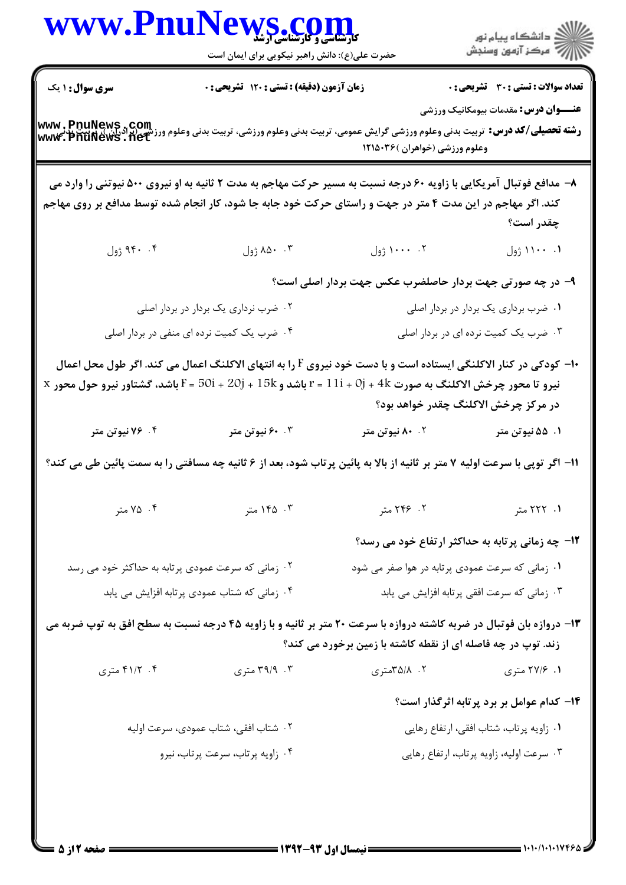۸– مدافع فوتبال آمریکایی با زاویه ۶۰ درجه نسبت به مسیر حرکت مهاجم به مدت ۲ ثانیه به او نیروی ۵۰۰ نیوتنی را وارد می کند. اگر مهاجم در این مدت ۴ متر در جهت و راستای حرکت خود جابه جا شود، کار انجام شده توسط مدافع بر روی مهاجم چقدر است؟

۱. ۱۱۰۰ ژول
۲. ۱۰۰۰ ژول
۳. ۸۵۰ ژول
۴. ۹۴۰ ژول

۹– در چه صورتی جهت بردار حاصلضرب عکس جهت بردار اصلی است؟

۱. ضرب برداری یک بردار در بردار اصلی
۲. ضرب نرداری یک بردار در بردار اصلی
۳. ضرب یک کمیت نرده ای در بردار اصلی
۴. ضرب یک کمیت نرده ای منفی در بردار اصلی

۱۰– کودکی در کنار الاکلنگی ایستاده است و با دست خود نیروی F را به انتهای الاکلنگ اعمال می کند. اگر طول محل اعمال نیرو تا محور چرخش الاکلنگ به صورت $r = 11i + 0j + 4k$ باشد و $F = 50i + 20j + 15k$ باشد، گشتاور نیرو حول محور x در مرکز چرخش الاکلنگ چقدر خواهد بود؟

۱. ۵۵ نیوتن متر
۲. ۸۰ نیوتن متر
۳. ۶۰ نیوتن متر
۴. ۷۶ نیوتن متر

۱۱– اگر توپی با سرعت اولیه ۷ متر بر ثانیه از بالا به پائین پرتاب شود، بعد از ۶ ثانیه چه مسافتی را به سمت پائین طی می کند؟

۱. ۲۲۲ متر
۲. ۲۴۶ متر
۳. ۱۴۵ متر
۴. ۷۵ متر

۱۲– چه زمانی پرتابه به حداکثر ارتفاع خود می رسد؟

۱. زمانی که سرعت عمودی پرتابه در هوا صفر می شود
۲. زمانی که سرعت عمودی پرتابه به حداکثر خود می رسد
۳. زمانی که سرعت افقی پرتابه افزایش می یابد
۴. زمانی که شتاب عمودی پرتابه افزایش می یابد

۱۳– دروازه بان فوتبال در ضربه کاشته دروازه با سرعت ۲۰ متر بر ثانیه و با زاویه ۴۵ درجه نسبت به سطح افق به توپ ضربه می زند. توپ در چه فاصله ای از نقطه کاشته با زمین برخورد می کند؟

۱. ۲۷/۶ متری
۲. ۳۵/۸متری
۳. ۳۹/۹ متری
۴. ۴۱/۲ متری

۱۴– کدام عوامل بر برد پرتابه اثرگذار است؟

۱. زاویه پرتاب، شتاب افقی، ارتفاع رهایی
۲. شتاب افقی، شتاب عمودی، سرعت اولیه
۳. سرعت اولیه، زاویه پرتاب، ارتفاع رهایی
۴. زاویه پرتاب، سرعت پرتاب، نیرو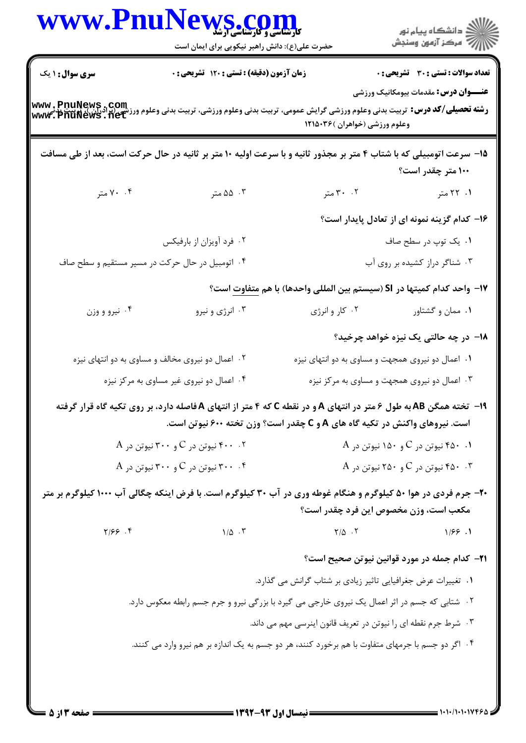**سری سوال:** ۱ یک | **زمان آزمون (دقیقه) : تستی : ۱۲۰ تشریحی : ۰** | **تعداد سوالات : تستی : ۳۰ تشریحی : ۰**

**عنـــوان درس:** مقدمات بیومکانیک ورزشی

**رشته تحصیلی/کد درس:** تربیت بدنی وعلوم ورزشی گرایش عمومی، تربیت بدنی وعلوم ورزشی، تربیت بدنی وعلوم ورزشی (برادران)، تربیت بدنی وعلوم ورزشی (خواهران) ۱۲۱۵۰۳۶

۱۵- سرعت اتومبیلی که با شتاب ۴ متر بر مجذور ثانیه و با سرعت اولیه ۱۰ متر بر ثانیه در حال حرکت است، بعد از طی مسافت ۱۰۰ متر چقدر است؟

۱. ۲۲ متر
۲. ۳۰ متر
۳. ۵۵ متر
۴. ۷۰ متر

۱۶- کدام گزینه نمونه ای از تعادل پایدار است؟

۱. یک توپ در سطح صاف
۲. فرد آویزان از بارفیکس
۳. شناگر دراز کشیده بر روی آب
۴. اتومبیل در حال حرکت در مسیر مستقیم و سطح صاف

۱۷- واحد کدام کمیتها در SI (سیستم بین المللی واحدها) با هم متفاوت است؟

۱. ممان و گشتاور
۲. کار و انرژی
۳. انرژی و نیرو
۴. نیرو و وزن

۱۸- در چه حالتی یک نیزه خواهد چرخید؟

۱. اعمال دو نیروی همجهت و مساوی به دو انتهای نیزه
۲. اعمال دو نیروی مخالف و مساوی به دو انتهای نیزه
۳. اعمال دو نیروی همجهت و مساوی به مرکز نیزه
۴. اعمال دو نیروی غیر مساوی به مرکز نیزه

۱۹- تخته همگن AB به طول ۶ متر در انتهای A و در نقطه C که ۴ متر از انتهای A فاصله دارد، بر روی تکیه گاه قرار گرفته است. نیروهای واکنش در تکیه گاه های A و C چقدر است؟ وزن تخته ۶۰۰ نیوتن است.

۱. ۴۵۰ نیوتن در C و ۱۵۰ نیوتن در A
۲. ۴۰۰ نیوتن در C و ۳۰۰ نیوتن در A
۳. ۴۵۰ نیوتن در C و ۲۵۰ نیوتن در A
۴. ۳۰۰ نیوتن در C و ۳۰۰ نیوتن در A

۲۰- جرم فردی در هوا ۵۰ کیلوگرم و هنگام غوطه وری در آب ۳۰ کیلوگرم است. با فرض اینکه چگالی آب ۱۰۰۰ کیلوگرم بر متر مکعب است، وزن مخصوص این فرد چقدر است؟

۱. ۱/۶۶
۲. ۲/۵
۳. ۱/۵
۴. ۲/۶۶

۲۱- کدام جمله در مورد قوانین نیوتن صحیح است؟

۱. تغییرات عرض جغرافیایی تاثیر زیادی بر شتاب گرانش می گذارد.
۲. شتابی که جسم در اثر اعمال یک نیروی خارجی می گیرد با بزرگی نیرو و جرم جسم رابطه معکوس دارد.
۳. شرط جرم نقطه ای را نیوتن در تعریف قانون اینرسی مهم می داند.
۴. اگر دو جسم با جرمهای متفاوت با هم برخورد کنند، هر دو جسم به یک اندازه بر هم نیرو وارد می کنند.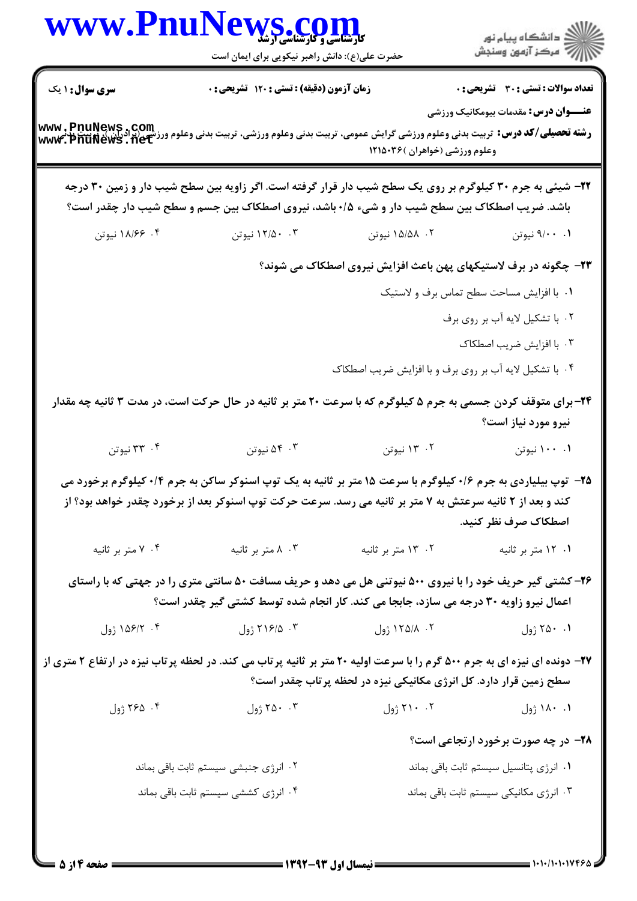**سری سوال:** ۱ یک

**زمان آزمون (دقیقه) : تستی :** ۱۲۰ **تشریحی :** ۰

**تعداد سوالات : تستی :** ۳۰ **تشریحی :** ۰

**عنـــوان درس:** مقدمات بیومکانیک ورزشی

**رشته تحصیلی/کد درس:** تربیت بدنی وعلوم ورزشی گرایش عمومی، تربیت بدنی وعلوم ورزشی، تربیت بدنی وعلوم ورزشی (برادران)، تربیت بدنی وعلوم ورزشی (خواهران) ۱۲۱۵۰۳۶

۲۲- شیئی به جرم ۳۰ کیلوگرم بر روی یک سطح شیب دار قرار گرفته است. اگر زاویه بین سطح شیب دار و زمین ۳۰ درجه باشد. ضریب اصطکاک بین سطح شیب دار و شیء ۰/۵ باشد، نیروی اصطکاک بین جسم و سطح شیب دار چقدر است؟

۱. ۹/۰۰ نیوتن

۲. ۱۵/۵۸ نیوتن

۳. ۱۲/۵۰ نیوتن

۴. ۱۸/۶۶ نیوتن

۲۳- چگونه در برف لاستیکهای پهن باعث افزایش نیروی اصطکاک می شوند؟

۱. با افزایش مساحت سطح تماس برف و لاستیک

۲. با تشکیل لایه آب بر روی برف

۳. با افزایش ضریب اصطکاک

۴. با تشکیل لایه آب بر روی برف و با افزایش ضریب اصطکاک

۲۴- برای متوقف کردن جسمی به جرم ۵ کیلوگرم که با سرعت ۲۰ متر بر ثانیه در حال حرکت است، در مدت ۳ ثانیه چه مقدار نیرو مورد نیاز است؟

۱. ۱۰۰ نیوتن

۲. ۱۳ نیوتن

۳. ۵۴ نیوتن

۴. ۳۳ نیوتن

۲۵- توپ بیلیاردی به جرم ۰/۶ کیلوگرم با سرعت ۱۵ متر بر ثانیه به یک توپ اسنوکر ساکن به جرم ۰/۴ کیلوگرم برخورد می کند و بعد از ۲ ثانیه سرعتش به ۷ متر بر ثانیه می رسد. سرعت حرکت توپ اسنوکر بعد از برخورد چقدر خواهد بود؟ از اصطکاک صرف نظر کنید.

۱. ۱۲ متر بر ثانیه

۲. ۱۳ متر بر ثانیه

۳. ۸ متر بر ثانیه

۴. ۷ متر بر ثانیه

۲۶- کشتی گیر حریف خود را با نیروی ۵۰۰ نیوتنی هل می دهد و حریف مسافت ۵۰ سانتی متری را در جهتی که با راستای اعمال نیرو زاویه ۳۰ درجه می سازد، جابجا می کند. کار انجام شده توسط کشتی گیر چقدر است؟

۱. ۲۵۰ ژول

۲. ۱۲۵/۸ ژول

۳. ۲۱۶/۵ ژول

۴. ۱۵۶/۲ ژول

۲۷- دونده ای نیزه ای به جرم ۵۰۰ گرم را با سرعت اولیه ۲۰ متر بر ثانیه پرتاب می کند. در لحظه پرتاب نیزه در ارتفاع ۲ متری از سطح زمین قرار دارد. کل انرژی مکانیکی نیزه در لحظه پرتاب چقدر است؟

۱. ۱۸۰ ژول

۲. ۲۱۰ ژول

۳. ۲۵۰ ژول

۴. ۲۶۵ ژول

۲۸- در چه صورت برخورد ارتجاعی است؟

۱. انرژی پتانسیل سیستم ثابت باقی بماند

۲. انرژی جنبشی سیستم ثابت باقی بماند

۳. انرژی مکانیکی سیستم ثابت باقی بماند

۴. انرژی کششی سیستم ثابت باقی بماند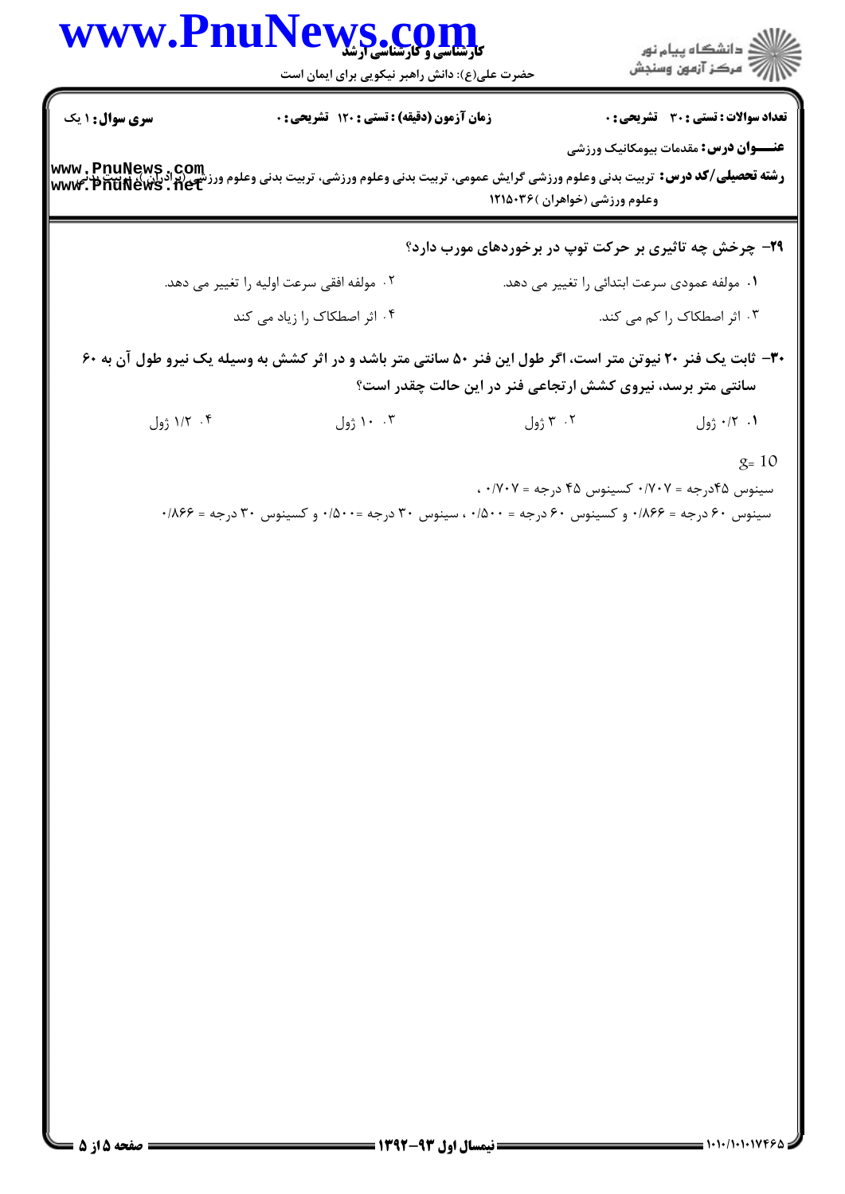**۲۹- چرخش چه تاثیری بر حرکت توپ در برخوردهای مورب دارد؟**

۱. مولفه عمودی سرعت ابتدائی را تغییر می دهد.

۲. مولفه افقی سرعت اولیه را تغییر می دهد.

۳. اثر اصطکاک را کم می کند.

۴. اثر اصطکاک را زیاد می کند

**۳۰- ثابت یک فنر ۲۰ نیوتن متر است، اگر طول این فنر ۵۰ سانتی متر باشد و در اثر کشش به وسیله یک نیرو طول آن به ۶۰ سانتی متر برسد، نیروی کشش ارتجاعی فنر در این حالت چقدر است؟**

۱. ۰/۲ ژول

۲. ۳ ژول

۳. ۱۰ ژول

۴. ۱/۲ ژول

$g = 10$

سینوس ۴۵درجه = ۰/۷۰۷ کسینوس ۴۵ درجه = ۰/۷۰۷ ،

سینوس ۶۰ درجه = ۰/۸۶۶ و کسینوس ۶۰ درجه = ۰/۵۰۰ ، سینوس ۳۰ درجه =۰/۵۰۰ و کسینوس ۳۰ درجه = ۰/۸۶۶